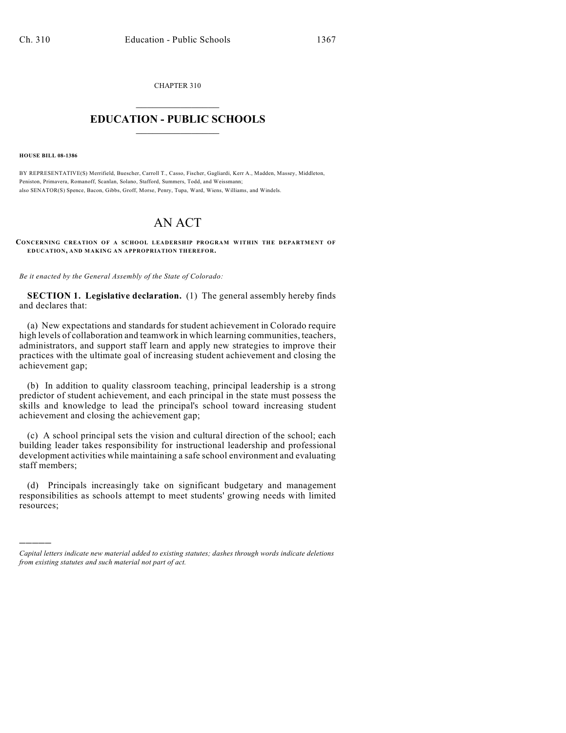CHAPTER 310

# EDUCATION - PUBLIC SCHOOLS

**HOUSE BILL 08-1386**

BY REPRESENTATIVE(S) Merrifield, Buescher, Carroll T., Casso, Fischer, Gagliardi, Kerr A., Madden, Massey, Middleton, Peniston, Primavera, Romanoff, Scanlan, Solano, Stafford, Summers, Todd, and Weissmann;
also SENATOR(S) Spence, Bacon, Gibbs, Groff, Morse, Penry, Tupa, Ward, Wiens, Williams, and Windels.

# AN ACT

**CONCERNING CREATION OF A SCHOOL LEADERSHIP PROGRAM WITHIN THE DEPARTMENT OF EDUCATION, AND MAKING AN APPROPRIATION THEREFOR.**

*Be it enacted by the General Assembly of the State of Colorado:*

**SECTION 1. Legislative declaration.** (1) The general assembly hereby finds and declares that:

(a) New expectations and standards for student achievement in Colorado require high levels of collaboration and teamwork in which learning communities, teachers, administrators, and support staff learn and apply new strategies to improve their practices with the ultimate goal of increasing student achievement and closing the achievement gap;

(b) In addition to quality classroom teaching, principal leadership is a strong predictor of student achievement, and each principal in the state must possess the skills and knowledge to lead the principal's school toward increasing student achievement and closing the achievement gap;

(c) A school principal sets the vision and cultural direction of the school; each building leader takes responsibility for instructional leadership and professional development activities while maintaining a safe school environment and evaluating staff members;

(d) Principals increasingly take on significant budgetary and management responsibilities as schools attempt to meet students' growing needs with limited resources;

*Capital letters indicate new material added to existing statutes; dashes through words indicate deletions from existing statutes and such material not part of act.*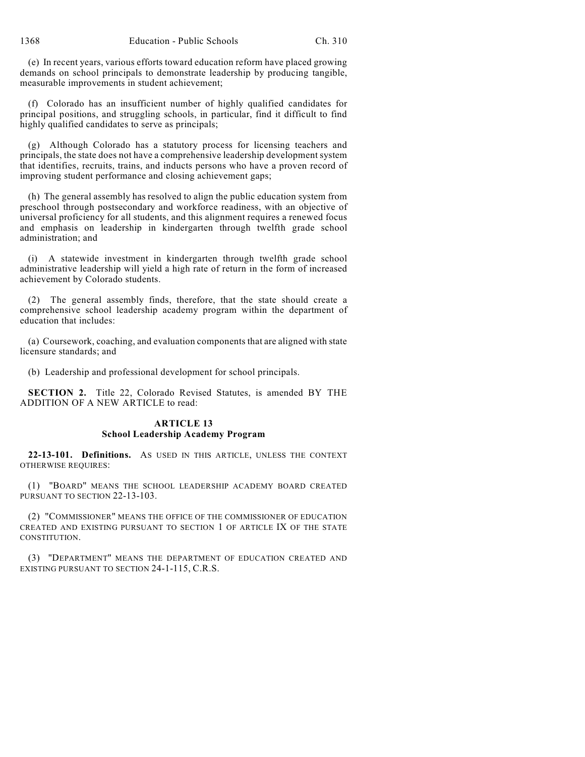(e) In recent years, various efforts toward education reform have placed growing demands on school principals to demonstrate leadership by producing tangible, measurable improvements in student achievement;

(f) Colorado has an insufficient number of highly qualified candidates for principal positions, and struggling schools, in particular, find it difficult to find highly qualified candidates to serve as principals;

(g) Although Colorado has a statutory process for licensing teachers and principals, the state does not have a comprehensive leadership development system that identifies, recruits, trains, and inducts persons who have a proven record of improving student performance and closing achievement gaps;

(h) The general assembly has resolved to align the public education system from preschool through postsecondary and workforce readiness, with an objective of universal proficiency for all students, and this alignment requires a renewed focus and emphasis on leadership in kindergarten through twelfth grade school administration; and

(i) A statewide investment in kindergarten through twelfth grade school administrative leadership will yield a high rate of return in the form of increased achievement by Colorado students.

(2) The general assembly finds, therefore, that the state should create a comprehensive school leadership academy program within the department of education that includes:

(a) Coursework, coaching, and evaluation components that are aligned with state licensure standards; and

(b) Leadership and professional development for school principals.

**SECTION 2.** Title 22, Colorado Revised Statutes, is amended BY THE ADDITION OF A NEW ARTICLE to read:

### ARTICLE 13
### School Leadership Academy Program

**22-13-101. Definitions.** AS USED IN THIS ARTICLE, UNLESS THE CONTEXT OTHERWISE REQUIRES:

(1) "BOARD" MEANS THE SCHOOL LEADERSHIP ACADEMY BOARD CREATED PURSUANT TO SECTION 22-13-103.

(2) "COMMISSIONER" MEANS THE OFFICE OF THE COMMISSIONER OF EDUCATION CREATED AND EXISTING PURSUANT TO SECTION 1 OF ARTICLE IX OF THE STATE CONSTITUTION.

(3) "DEPARTMENT" MEANS THE DEPARTMENT OF EDUCATION CREATED AND EXISTING PURSUANT TO SECTION 24-1-115, C.R.S.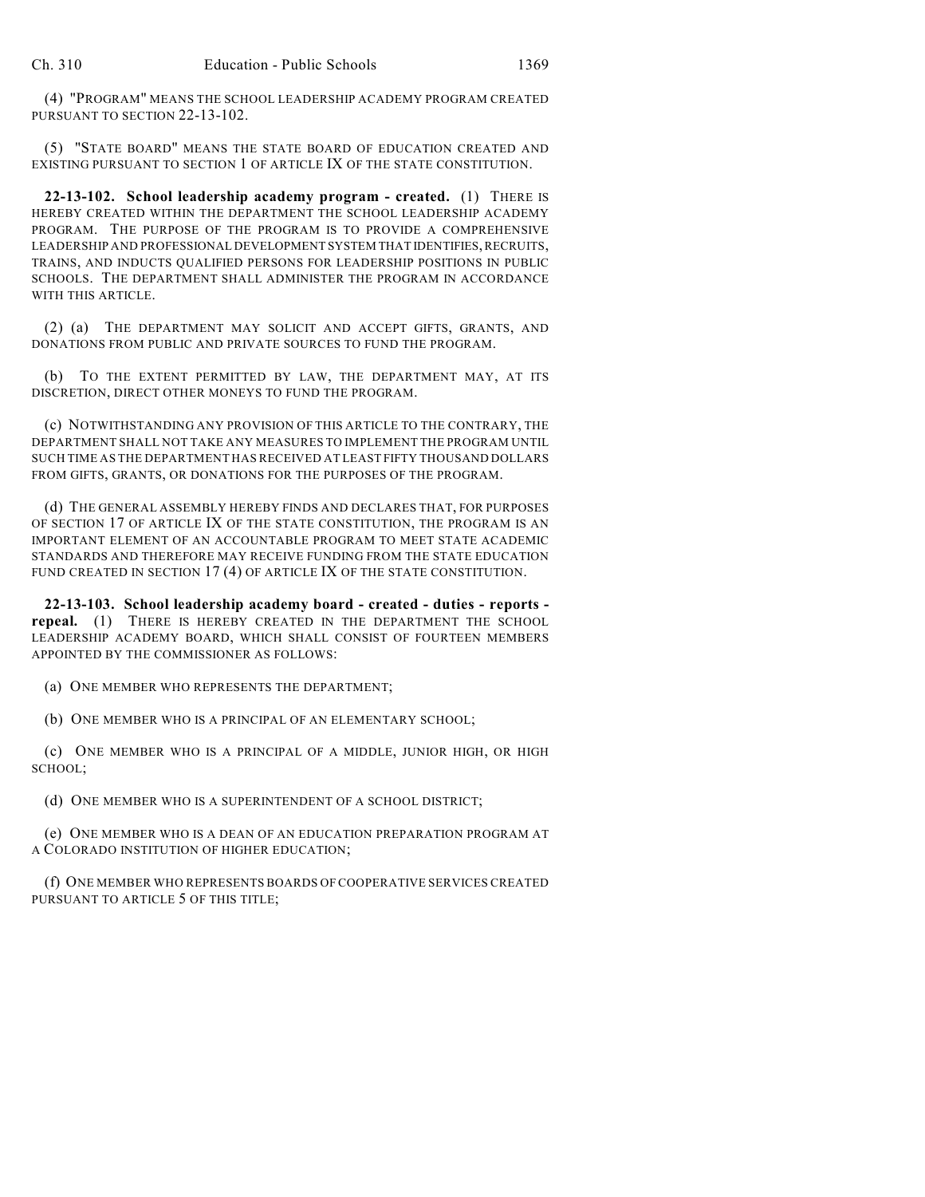(4) "PROGRAM" MEANS THE SCHOOL LEADERSHIP ACADEMY PROGRAM CREATED PURSUANT TO SECTION 22-13-102.

(5) "STATE BOARD" MEANS THE STATE BOARD OF EDUCATION CREATED AND EXISTING PURSUANT TO SECTION 1 OF ARTICLE IX OF THE STATE CONSTITUTION.

**22-13-102. School leadership academy program - created.** (1) THERE IS HEREBY CREATED WITHIN THE DEPARTMENT THE SCHOOL LEADERSHIP ACADEMY PROGRAM. THE PURPOSE OF THE PROGRAM IS TO PROVIDE A COMPREHENSIVE LEADERSHIP AND PROFESSIONAL DEVELOPMENT SYSTEM THAT IDENTIFIES, RECRUITS, TRAINS, AND INDUCTS QUALIFIED PERSONS FOR LEADERSHIP POSITIONS IN PUBLIC SCHOOLS. THE DEPARTMENT SHALL ADMINISTER THE PROGRAM IN ACCORDANCE WITH THIS ARTICLE.

(2) (a) THE DEPARTMENT MAY SOLICIT AND ACCEPT GIFTS, GRANTS, AND DONATIONS FROM PUBLIC AND PRIVATE SOURCES TO FUND THE PROGRAM.

(b) TO THE EXTENT PERMITTED BY LAW, THE DEPARTMENT MAY, AT ITS DISCRETION, DIRECT OTHER MONEYS TO FUND THE PROGRAM.

(c) NOTWITHSTANDING ANY PROVISION OF THIS ARTICLE TO THE CONTRARY, THE DEPARTMENT SHALL NOT TAKE ANY MEASURES TO IMPLEMENT THE PROGRAM UNTIL SUCH TIME AS THE DEPARTMENT HAS RECEIVED AT LEAST FIFTY THOUSAND DOLLARS FROM GIFTS, GRANTS, OR DONATIONS FOR THE PURPOSES OF THE PROGRAM.

(d) THE GENERAL ASSEMBLY HEREBY FINDS AND DECLARES THAT, FOR PURPOSES OF SECTION 17 OF ARTICLE IX OF THE STATE CONSTITUTION, THE PROGRAM IS AN IMPORTANT ELEMENT OF AN ACCOUNTABLE PROGRAM TO MEET STATE ACADEMIC STANDARDS AND THEREFORE MAY RECEIVE FUNDING FROM THE STATE EDUCATION FUND CREATED IN SECTION 17 (4) OF ARTICLE IX OF THE STATE CONSTITUTION.

**22-13-103. School leadership academy board - created - duties - reports - repeal.** (1) THERE IS HEREBY CREATED IN THE DEPARTMENT THE SCHOOL LEADERSHIP ACADEMY BOARD, WHICH SHALL CONSIST OF FOURTEEN MEMBERS APPOINTED BY THE COMMISSIONER AS FOLLOWS:

(a) ONE MEMBER WHO REPRESENTS THE DEPARTMENT;

(b) ONE MEMBER WHO IS A PRINCIPAL OF AN ELEMENTARY SCHOOL;

(c) ONE MEMBER WHO IS A PRINCIPAL OF A MIDDLE, JUNIOR HIGH, OR HIGH SCHOOL;

(d) ONE MEMBER WHO IS A SUPERINTENDENT OF A SCHOOL DISTRICT;

(e) ONE MEMBER WHO IS A DEAN OF AN EDUCATION PREPARATION PROGRAM AT A COLORADO INSTITUTION OF HIGHER EDUCATION;

(f) ONE MEMBER WHO REPRESENTS BOARDS OF COOPERATIVE SERVICES CREATED PURSUANT TO ARTICLE 5 OF THIS TITLE;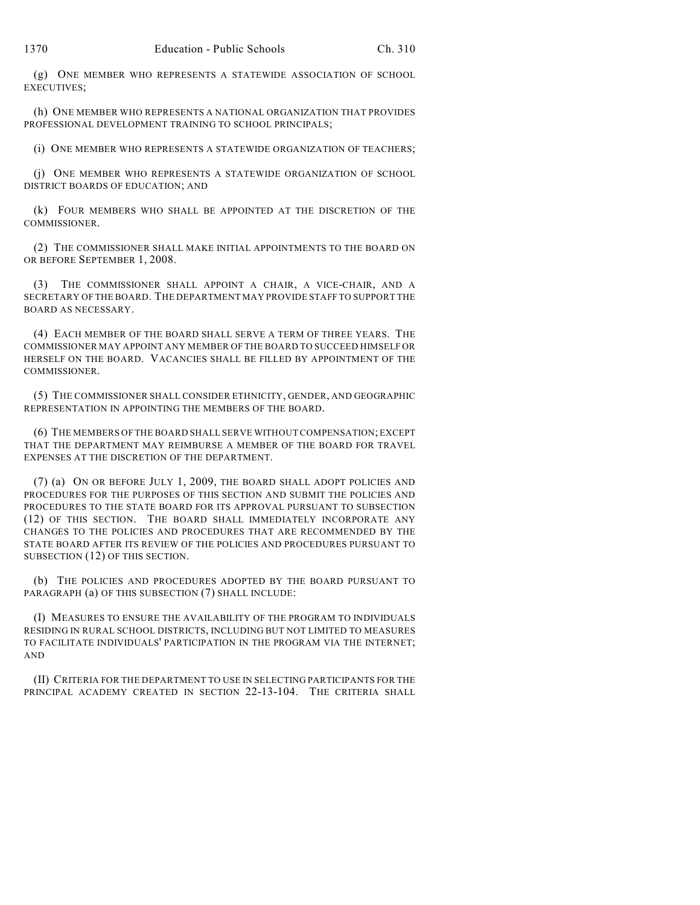(g) ONE MEMBER WHO REPRESENTS A STATEWIDE ASSOCIATION OF SCHOOL EXECUTIVES;

(h) ONE MEMBER WHO REPRESENTS A NATIONAL ORGANIZATION THAT PROVIDES PROFESSIONAL DEVELOPMENT TRAINING TO SCHOOL PRINCIPALS;

(i) ONE MEMBER WHO REPRESENTS A STATEWIDE ORGANIZATION OF TEACHERS;

(j) ONE MEMBER WHO REPRESENTS A STATEWIDE ORGANIZATION OF SCHOOL DISTRICT BOARDS OF EDUCATION; AND

(k) FOUR MEMBERS WHO SHALL BE APPOINTED AT THE DISCRETION OF THE COMMISSIONER.

(2) THE COMMISSIONER SHALL MAKE INITIAL APPOINTMENTS TO THE BOARD ON OR BEFORE SEPTEMBER 1, 2008.

(3) THE COMMISSIONER SHALL APPOINT A CHAIR, A VICE-CHAIR, AND A SECRETARY OF THE BOARD. THE DEPARTMENT MAY PROVIDE STAFF TO SUPPORT THE BOARD AS NECESSARY.

(4) EACH MEMBER OF THE BOARD SHALL SERVE A TERM OF THREE YEARS. THE COMMISSIONER MAY APPOINT ANY MEMBER OF THE BOARD TO SUCCEED HIMSELF OR HERSELF ON THE BOARD. VACANCIES SHALL BE FILLED BY APPOINTMENT OF THE COMMISSIONER.

(5) THE COMMISSIONER SHALL CONSIDER ETHNICITY, GENDER, AND GEOGRAPHIC REPRESENTATION IN APPOINTING THE MEMBERS OF THE BOARD.

(6) THE MEMBERS OF THE BOARD SHALL SERVE WITHOUT COMPENSATION; EXCEPT THAT THE DEPARTMENT MAY REIMBURSE A MEMBER OF THE BOARD FOR TRAVEL EXPENSES AT THE DISCRETION OF THE DEPARTMENT.

(7) (a) ON OR BEFORE JULY 1, 2009, THE BOARD SHALL ADOPT POLICIES AND PROCEDURES FOR THE PURPOSES OF THIS SECTION AND SUBMIT THE POLICIES AND PROCEDURES TO THE STATE BOARD FOR ITS APPROVAL PURSUANT TO SUBSECTION (12) OF THIS SECTION. THE BOARD SHALL IMMEDIATELY INCORPORATE ANY CHANGES TO THE POLICIES AND PROCEDURES THAT ARE RECOMMENDED BY THE STATE BOARD AFTER ITS REVIEW OF THE POLICIES AND PROCEDURES PURSUANT TO SUBSECTION (12) OF THIS SECTION.

(b) THE POLICIES AND PROCEDURES ADOPTED BY THE BOARD PURSUANT TO PARAGRAPH (a) OF THIS SUBSECTION (7) SHALL INCLUDE:

(I) MEASURES TO ENSURE THE AVAILABILITY OF THE PROGRAM TO INDIVIDUALS RESIDING IN RURAL SCHOOL DISTRICTS, INCLUDING BUT NOT LIMITED TO MEASURES TO FACILITATE INDIVIDUALS' PARTICIPATION IN THE PROGRAM VIA THE INTERNET; AND

(II) CRITERIA FOR THE DEPARTMENT TO USE IN SELECTING PARTICIPANTS FOR THE PRINCIPAL ACADEMY CREATED IN SECTION 22-13-104. THE CRITERIA SHALL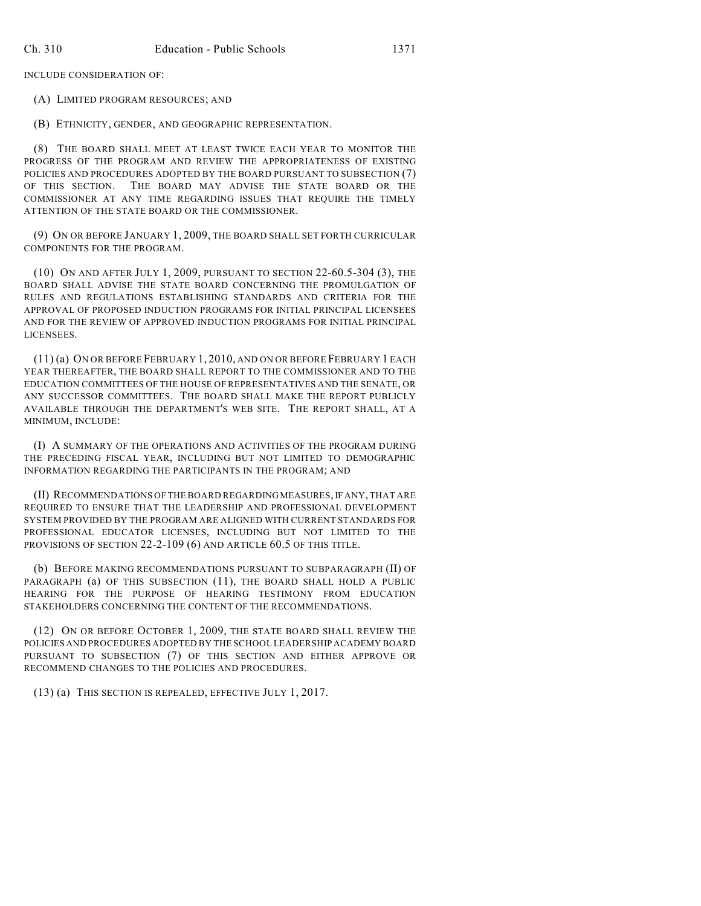INCLUDE CONSIDERATION OF:

(A) LIMITED PROGRAM RESOURCES; AND

(B) ETHNICITY, GENDER, AND GEOGRAPHIC REPRESENTATION.

(8) THE BOARD SHALL MEET AT LEAST TWICE EACH YEAR TO MONITOR THE PROGRESS OF THE PROGRAM AND REVIEW THE APPROPRIATENESS OF EXISTING POLICIES AND PROCEDURES ADOPTED BY THE BOARD PURSUANT TO SUBSECTION (7) OF THIS SECTION. THE BOARD MAY ADVISE THE STATE BOARD OR THE COMMISSIONER AT ANY TIME REGARDING ISSUES THAT REQUIRE THE TIMELY ATTENTION OF THE STATE BOARD OR THE COMMISSIONER.

(9) ON OR BEFORE JANUARY 1, 2009, THE BOARD SHALL SET FORTH CURRICULAR COMPONENTS FOR THE PROGRAM.

(10) ON AND AFTER JULY 1, 2009, PURSUANT TO SECTION 22-60.5-304 (3), THE BOARD SHALL ADVISE THE STATE BOARD CONCERNING THE PROMULGATION OF RULES AND REGULATIONS ESTABLISHING STANDARDS AND CRITERIA FOR THE APPROVAL OF PROPOSED INDUCTION PROGRAMS FOR INITIAL PRINCIPAL LICENSEES AND FOR THE REVIEW OF APPROVED INDUCTION PROGRAMS FOR INITIAL PRINCIPAL LICENSEES.

(11) (a) ON OR BEFORE FEBRUARY 1, 2010, AND ON OR BEFORE FEBRUARY 1 EACH YEAR THEREAFTER, THE BOARD SHALL REPORT TO THE COMMISSIONER AND TO THE EDUCATION COMMITTEES OF THE HOUSE OF REPRESENTATIVES AND THE SENATE, OR ANY SUCCESSOR COMMITTEES. THE BOARD SHALL MAKE THE REPORT PUBLICLY AVAILABLE THROUGH THE DEPARTMENT'S WEB SITE. THE REPORT SHALL, AT A MINIMUM, INCLUDE:

(I) A SUMMARY OF THE OPERATIONS AND ACTIVITIES OF THE PROGRAM DURING THE PRECEDING FISCAL YEAR, INCLUDING BUT NOT LIMITED TO DEMOGRAPHIC INFORMATION REGARDING THE PARTICIPANTS IN THE PROGRAM; AND

(II) RECOMMENDATIONS OF THE BOARD REGARDING MEASURES, IF ANY, THAT ARE REQUIRED TO ENSURE THAT THE LEADERSHIP AND PROFESSIONAL DEVELOPMENT SYSTEM PROVIDED BY THE PROGRAM ARE ALIGNED WITH CURRENT STANDARDS FOR PROFESSIONAL EDUCATOR LICENSES, INCLUDING BUT NOT LIMITED TO THE PROVISIONS OF SECTION 22-2-109 (6) AND ARTICLE 60.5 OF THIS TITLE.

(b) BEFORE MAKING RECOMMENDATIONS PURSUANT TO SUBPARAGRAPH (II) OF PARAGRAPH (a) OF THIS SUBSECTION (11), THE BOARD SHALL HOLD A PUBLIC HEARING FOR THE PURPOSE OF HEARING TESTIMONY FROM EDUCATION STAKEHOLDERS CONCERNING THE CONTENT OF THE RECOMMENDATIONS.

(12) ON OR BEFORE OCTOBER 1, 2009, THE STATE BOARD SHALL REVIEW THE POLICIES AND PROCEDURES ADOPTED BY THE SCHOOL LEADERSHIP ACADEMY BOARD PURSUANT TO SUBSECTION (7) OF THIS SECTION AND EITHER APPROVE OR RECOMMEND CHANGES TO THE POLICIES AND PROCEDURES.

(13) (a) THIS SECTION IS REPEALED, EFFECTIVE JULY 1, 2017.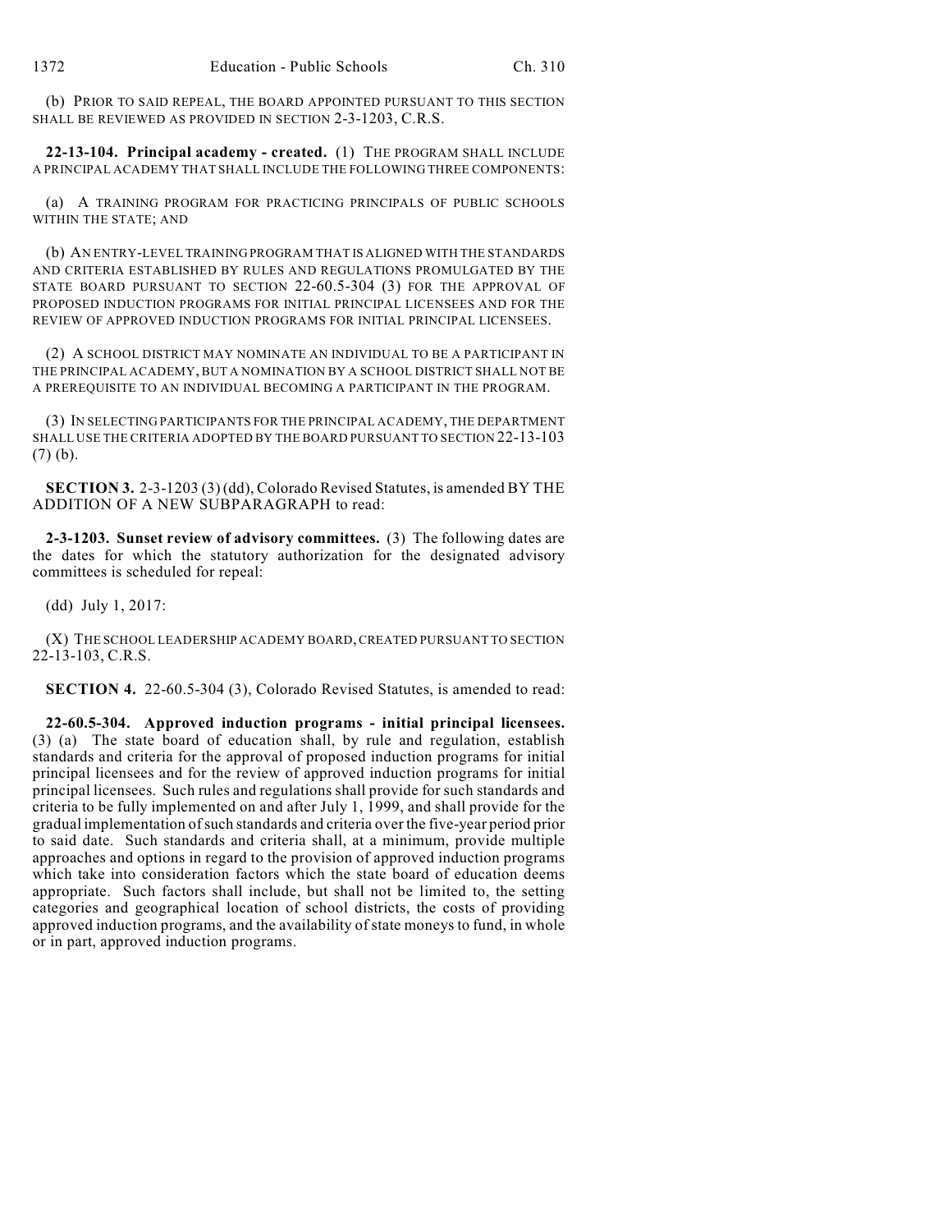(b) PRIOR TO SAID REPEAL, THE BOARD APPOINTED PURSUANT TO THIS SECTION SHALL BE REVIEWED AS PROVIDED IN SECTION 2-3-1203, C.R.S.

**22-13-104. Principal academy - created.** (1) THE PROGRAM SHALL INCLUDE A PRINCIPAL ACADEMY THAT SHALL INCLUDE THE FOLLOWING THREE COMPONENTS:

(a) A TRAINING PROGRAM FOR PRACTICING PRINCIPALS OF PUBLIC SCHOOLS WITHIN THE STATE; AND

(b) AN ENTRY-LEVEL TRAINING PROGRAM THAT IS ALIGNED WITH THE STANDARDS AND CRITERIA ESTABLISHED BY RULES AND REGULATIONS PROMULGATED BY THE STATE BOARD PURSUANT TO SECTION 22-60.5-304 (3) FOR THE APPROVAL OF PROPOSED INDUCTION PROGRAMS FOR INITIAL PRINCIPAL LICENSEES AND FOR THE REVIEW OF APPROVED INDUCTION PROGRAMS FOR INITIAL PRINCIPAL LICENSEES.

(2) A SCHOOL DISTRICT MAY NOMINATE AN INDIVIDUAL TO BE A PARTICIPANT IN THE PRINCIPAL ACADEMY, BUT A NOMINATION BY A SCHOOL DISTRICT SHALL NOT BE A PREREQUISITE TO AN INDIVIDUAL BECOMING A PARTICIPANT IN THE PROGRAM.

(3) IN SELECTING PARTICIPANTS FOR THE PRINCIPAL ACADEMY, THE DEPARTMENT SHALL USE THE CRITERIA ADOPTED BY THE BOARD PURSUANT TO SECTION 22-13-103 (7) (b).

**SECTION 3.** 2-3-1203 (3) (dd), Colorado Revised Statutes, is amended BY THE ADDITION OF A NEW SUBPARAGRAPH to read:

**2-3-1203. Sunset review of advisory committees.** (3) The following dates are the dates for which the statutory authorization for the designated advisory committees is scheduled for repeal:

(dd) July 1, 2017:

(X) THE SCHOOL LEADERSHIP ACADEMY BOARD, CREATED PURSUANT TO SECTION 22-13-103, C.R.S.

**SECTION 4.** 22-60.5-304 (3), Colorado Revised Statutes, is amended to read:

**22-60.5-304. Approved induction programs - initial principal licensees.** (3) (a) The state board of education shall, by rule and regulation, establish standards and criteria for the approval of proposed induction programs for initial principal licensees and for the review of approved induction programs for initial principal licensees. Such rules and regulations shall provide for such standards and criteria to be fully implemented on and after July 1, 1999, and shall provide for the gradual implementation of such standards and criteria over the five-year period prior to said date. Such standards and criteria shall, at a minimum, provide multiple approaches and options in regard to the provision of approved induction programs which take into consideration factors which the state board of education deems appropriate. Such factors shall include, but shall not be limited to, the setting categories and geographical location of school districts, the costs of providing approved induction programs, and the availability of state moneys to fund, in whole or in part, approved induction programs.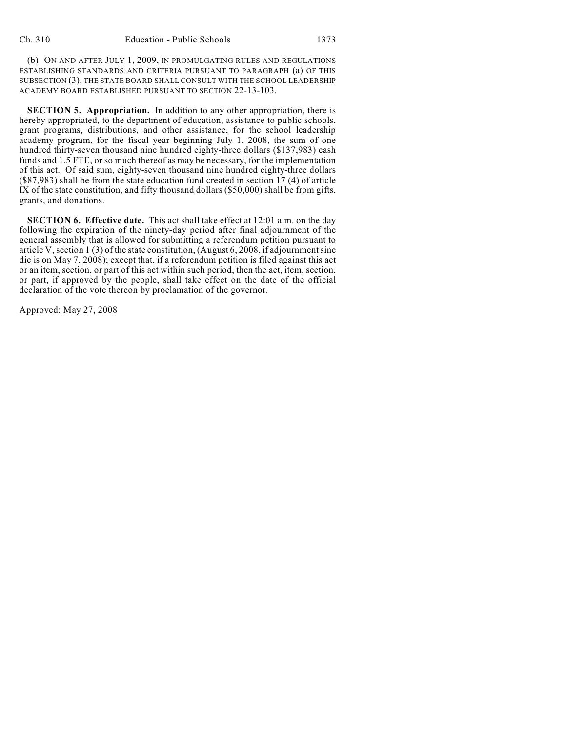(b) ON AND AFTER JULY 1, 2009, IN PROMULGATING RULES AND REGULATIONS ESTABLISHING STANDARDS AND CRITERIA PURSUANT TO PARAGRAPH (a) OF THIS SUBSECTION (3), THE STATE BOARD SHALL CONSULT WITH THE SCHOOL LEADERSHIP ACADEMY BOARD ESTABLISHED PURSUANT TO SECTION 22-13-103.

**SECTION 5. Appropriation.** In addition to any other appropriation, there is hereby appropriated, to the department of education, assistance to public schools, grant programs, distributions, and other assistance, for the school leadership academy program, for the fiscal year beginning July 1, 2008, the sum of one hundred thirty-seven thousand nine hundred eighty-three dollars ($137,983) cash funds and 1.5 FTE, or so much thereof as may be necessary, for the implementation of this act. Of said sum, eighty-seven thousand nine hundred eighty-three dollars ($87,983) shall be from the state education fund created in section 17 (4) of article IX of the state constitution, and fifty thousand dollars ($50,000) shall be from gifts, grants, and donations.

**SECTION 6. Effective date.** This act shall take effect at 12:01 a.m. on the day following the expiration of the ninety-day period after final adjournment of the general assembly that is allowed for submitting a referendum petition pursuant to article V, section 1 (3) of the state constitution, (August 6, 2008, if adjournment sine die is on May 7, 2008); except that, if a referendum petition is filed against this act or an item, section, or part of this act within such period, then the act, item, section, or part, if approved by the people, shall take effect on the date of the official declaration of the vote thereon by proclamation of the governor.

Approved: May 27, 2008